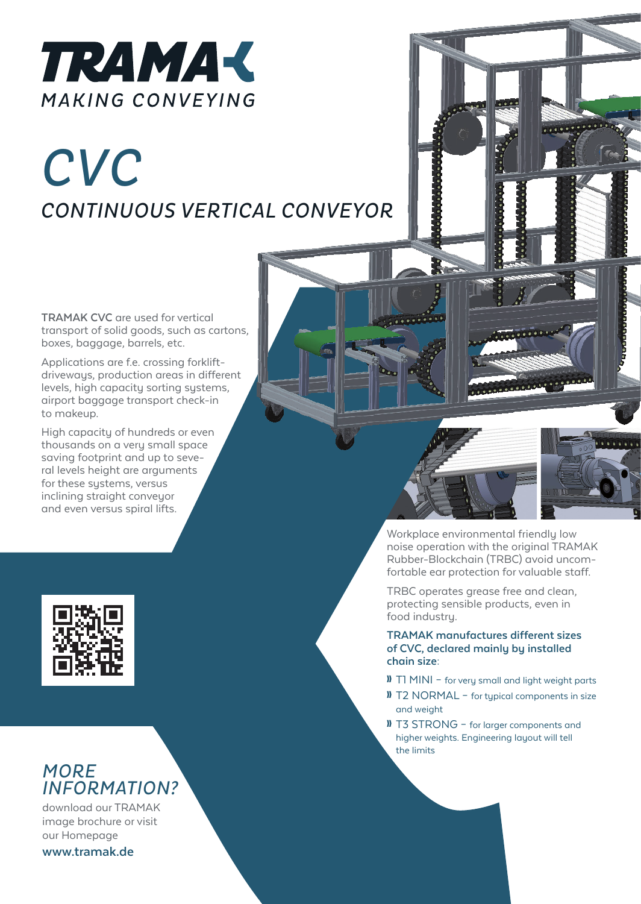# TRAMAK

MAKING CONVEYING

# *CVC*

## *CONTINUOUS VERTICAL CONVEYOR*

**TRAMAK CVC** are used for vertical transport of solid goods, such as cartons, boxes, baggage, barrels, etc.

Applications are f.e. crossing forklift-driveways, production areas in different levels, high capacity sorting systems, airport baggage transport check-in to makeup.

High capacity of hundreds or even thousands on a very small space saving footprint and up to several levels height are arguments for these systems, versus inclining straight conveyor and even versus spiral lifts.

Workplace environmental friendly low noise operation with the original TRAMAK Rubber-Blockchain (TRBC) avoid uncomfortable ear protection for valuable staff.

TRBC operates grease free and clean, protecting sensible products, even in food industry.

**TRAMAK manufactures different sizes of CVC, declared mainly by installed chain size**:

- T1 MINI – for very small and light weight parts
- T2 NORMAL – for typical components in size and weight
- T3 STRONG – for larger components and higher weights. Engineering layout will tell the limits

## *MORE INFORMATION?*

download our TRAMAK image brochure or visit our Homepage

**www.tramak.de**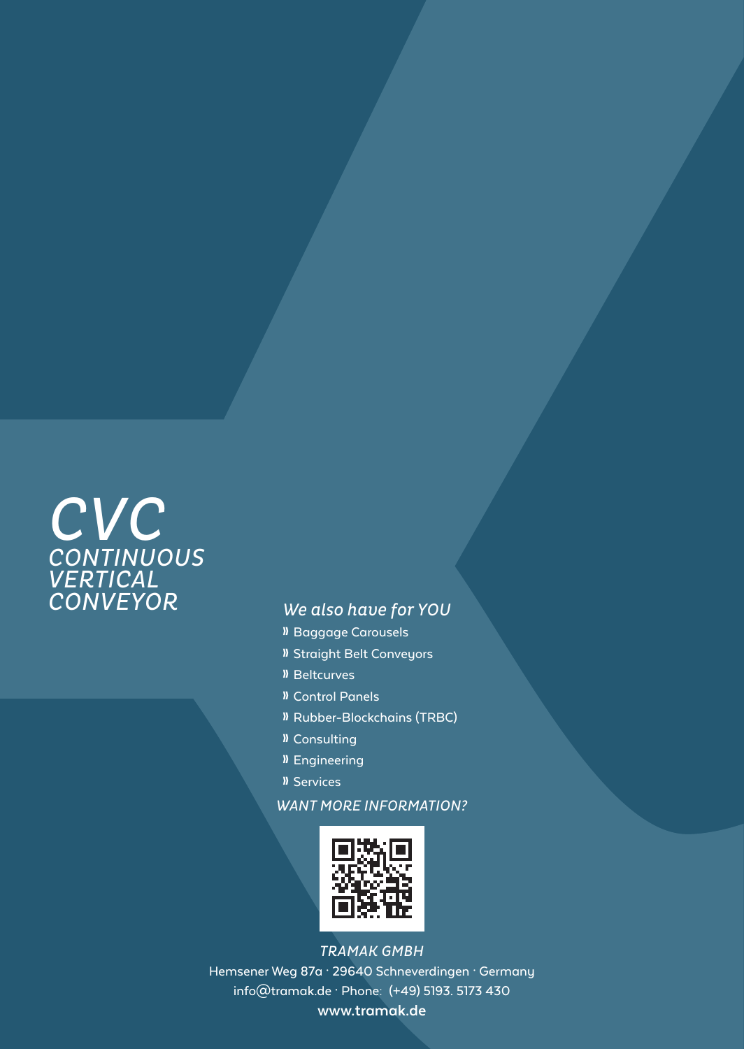# CVC

## CONTINUOUS VERTICAL CONVEYOR

### *We also have for YOU*

- Baggage Carousels
- Straight Belt Conveyors
- Beltcurves
- Control Panels
- Rubber-Blockchains (TRBC)
- Consulting
- Engineering
- Services

*WANT MORE INFORMATION?*

*TRAMAK GMBH*

Hemsener Weg 87a · 29640 Schneverdingen · Germany

info@tramak.de · Phone: (+49) 5193. 5173 430

**www.tramak.de**